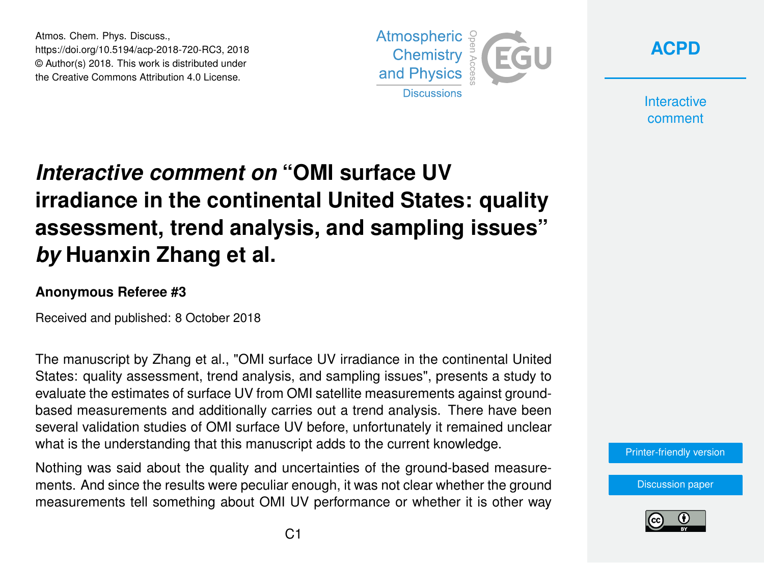# *Interactive comment on* "OMI surface UV irradiance in the continental United States: quality assessment, trend analysis, and sampling issues" *by* Huanxin Zhang et al.

### Anonymous Referee #3

Received and published: 8 October 2018

The manuscript by Zhang et al., "OMI surface UV irradiance in the continental United States: quality assessment, trend analysis, and sampling issues", presents a study to evaluate the estimates of surface UV from OMI satellite measurements against ground-based measurements and additionally carries out a trend analysis. There have been several validation studies of OMI surface UV before, unfortunately it remained unclear what is the understanding that this manuscript adds to the current knowledge.

Nothing was said about the quality and uncertainties of the ground-based measurements. And since the results were peculiar enough, it was not clear whether the ground measurements tell something about OMI UV performance or whether it is other way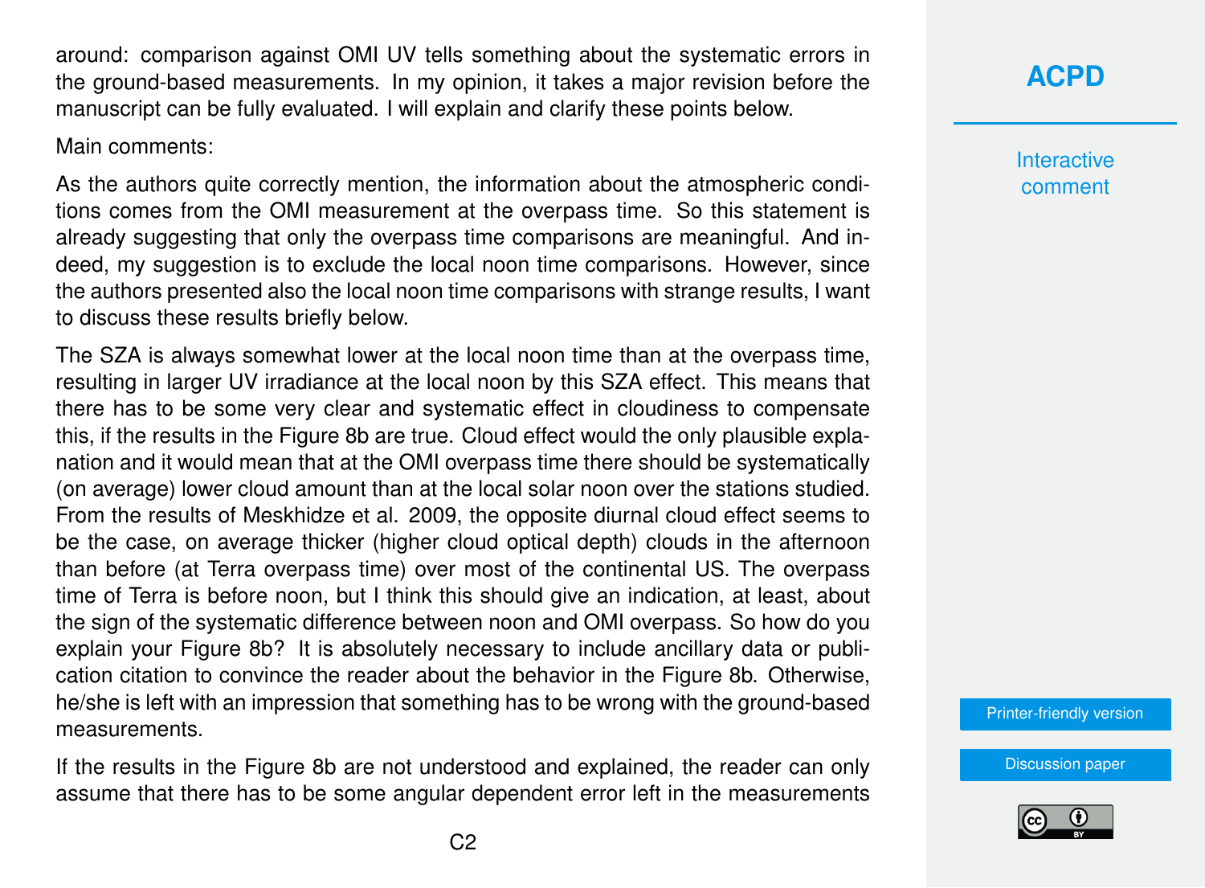around: comparison against OMI UV tells something about the systematic errors in the ground-based measurements. In my opinion, it takes a major revision before the manuscript can be fully evaluated. I will explain and clarify these points below.

Main comments:

As the authors quite correctly mention, the information about the atmospheric conditions comes from the OMI measurement at the overpass time. So this statement is already suggesting that only the overpass time comparisons are meaningful. And indeed, my suggestion is to exclude the local noon time comparisons. However, since the authors presented also the local noon time comparisons with strange results, I want to discuss these results briefly below.

The SZA is always somewhat lower at the local noon time than at the overpass time, resulting in larger UV irradiance at the local noon by this SZA effect. This means that there has to be some very clear and systematic effect in cloudiness to compensate this, if the results in the Figure 8b are true. Cloud effect would the only plausible explanation and it would mean that at the OMI overpass time there should be systematically (on average) lower cloud amount than at the local solar noon over the stations studied. From the results of Meskhidze et al. 2009, the opposite diurnal cloud effect seems to be the case, on average thicker (higher cloud optical depth) clouds in the afternoon than before (at Terra overpass time) over most of the continental US. The overpass time of Terra is before noon, but I think this should give an indication, at least, about the sign of the systematic difference between noon and OMI overpass. So how do you explain your Figure 8b? It is absolutely necessary to include ancillary data or publication citation to convince the reader about the behavior in the Figure 8b. Otherwise, he/she is left with an impression that something has to be wrong with the ground-based measurements.

If the results in the Figure 8b are not understood and explained, the reader can only assume that there has to be some angular dependent error left in the measurements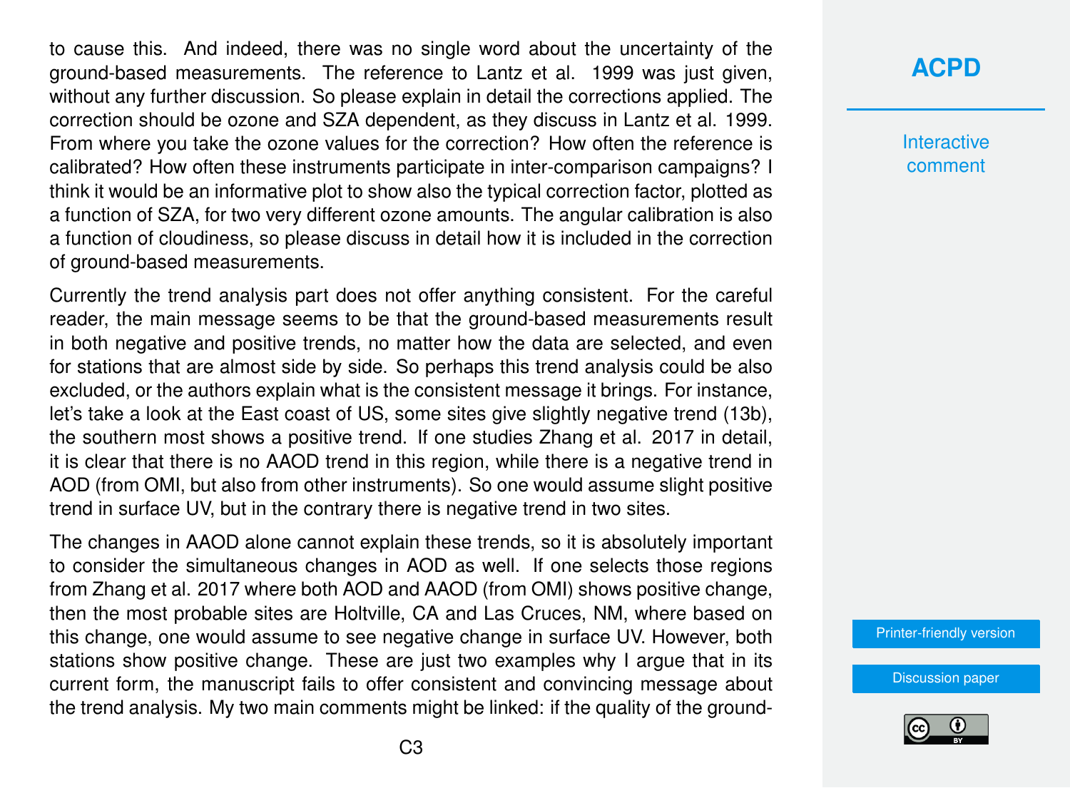to cause this. And indeed, there was no single word about the uncertainty of the ground-based measurements. The reference to Lantz et al. 1999 was just given, without any further discussion. So please explain in detail the corrections applied. The correction should be ozone and SZA dependent, as they discuss in Lantz et al. 1999. From where you take the ozone values for the correction? How often the reference is calibrated? How often these instruments participate in inter-comparison campaigns? I think it would be an informative plot to show also the typical correction factor, plotted as a function of SZA, for two very different ozone amounts. The angular calibration is also a function of cloudiness, so please discuss in detail how it is included in the correction of ground-based measurements.

Currently the trend analysis part does not offer anything consistent. For the careful reader, the main message seems to be that the ground-based measurements result in both negative and positive trends, no matter how the data are selected, and even for stations that are almost side by side. So perhaps this trend analysis could be also excluded, or the authors explain what is the consistent message it brings. For instance, let's take a look at the East coast of US, some sites give slightly negative trend (13b), the southern most shows a positive trend. If one studies Zhang et al. 2017 in detail, it is clear that there is no AAOD trend in this region, while there is a negative trend in AOD (from OMI, but also from other instruments). So one would assume slight positive trend in surface UV, but in the contrary there is negative trend in two sites.

The changes in AAOD alone cannot explain these trends, so it is absolutely important to consider the simultaneous changes in AOD as well. If one selects those regions from Zhang et al. 2017 where both AOD and AAOD (from OMI) shows positive change, then the most probable sites are Holtville, CA and Las Cruces, NM, where based on this change, one would assume to see negative change in surface UV. However, both stations show positive change. These are just two examples why I argue that in its current form, the manuscript fails to offer consistent and convincing message about the trend analysis. My two main comments might be linked: if the quality of the ground-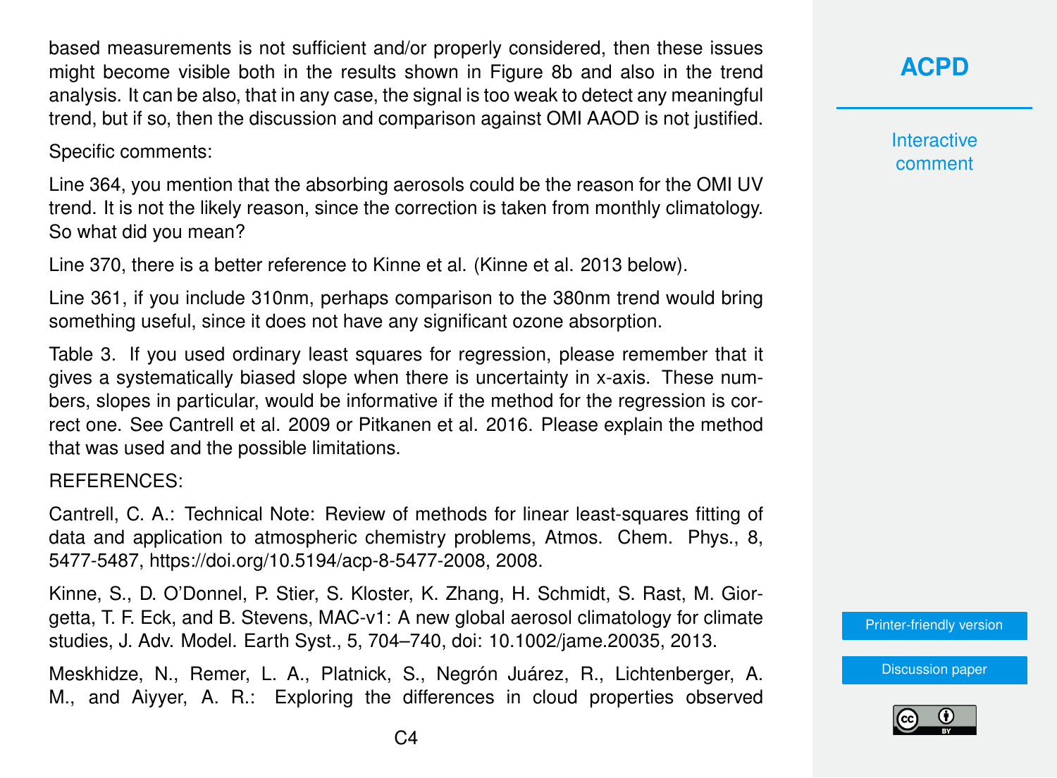based measurements is not sufficient and/or properly considered, then these issues might become visible both in the results shown in Figure 8b and also in the trend analysis. It can be also, that in any case, the signal is too weak to detect any meaningful trend, but if so, then the discussion and comparison against OMI AAOD is not justified.

Specific comments:

Line 364, you mention that the absorbing aerosols could be the reason for the OMI UV trend. It is not the likely reason, since the correction is taken from monthly climatology. So what did you mean?

Line 370, there is a better reference to Kinne et al. (Kinne et al. 2013 below).

Line 361, if you include 310nm, perhaps comparison to the 380nm trend would bring something useful, since it does not have any significant ozone absorption.

Table 3. If you used ordinary least squares for regression, please remember that it gives a systematically biased slope when there is uncertainty in x-axis. These numbers, slopes in particular, would be informative if the method for the regression is correct one. See Cantrell et al. 2009 or Pitkanen et al. 2016. Please explain the method that was used and the possible limitations.

REFERENCES:

Cantrell, C. A.: Technical Note: Review of methods for linear least-squares fitting of data and application to atmospheric chemistry problems, Atmos. Chem. Phys., 8, 5477-5487, https://doi.org/10.5194/acp-8-5477-2008, 2008.

Kinne, S., D. O'Donnel, P. Stier, S. Kloster, K. Zhang, H. Schmidt, S. Rast, M. Giorgetta, T. F. Eck, and B. Stevens, MAC-v1: A new global aerosol climatology for climate studies, J. Adv. Model. Earth Syst., 5, 704–740, doi: 10.1002/jame.20035, 2013.

Meskhidze, N., Remer, L. A., Platnick, S., Negrón Juárez, R., Lichtenberger, A. M., and Aiyyer, A. R.: Exploring the differences in cloud properties observed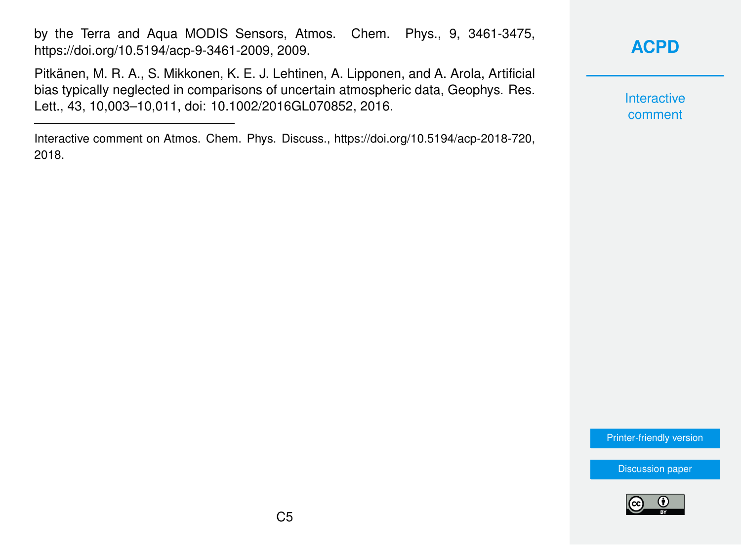by the Terra and Aqua MODIS Sensors, Atmos. Chem. Phys., 9, 3461-3475, https://doi.org/10.5194/acp-9-3461-2009, 2009.

Pitkänen, M. R. A., S. Mikkonen, K. E. J. Lehtinen, A. Lipponen, and A. Arola, Artificial bias typically neglected in comparisons of uncertain atmospheric data, Geophys. Res. Lett., 43, 10,003–10,011, doi: 10.1002/2016GL070852, 2016.

---

Interactive comment on Atmos. Chem. Phys. Discuss., https://doi.org/10.5194/acp-2018-720, 2018.